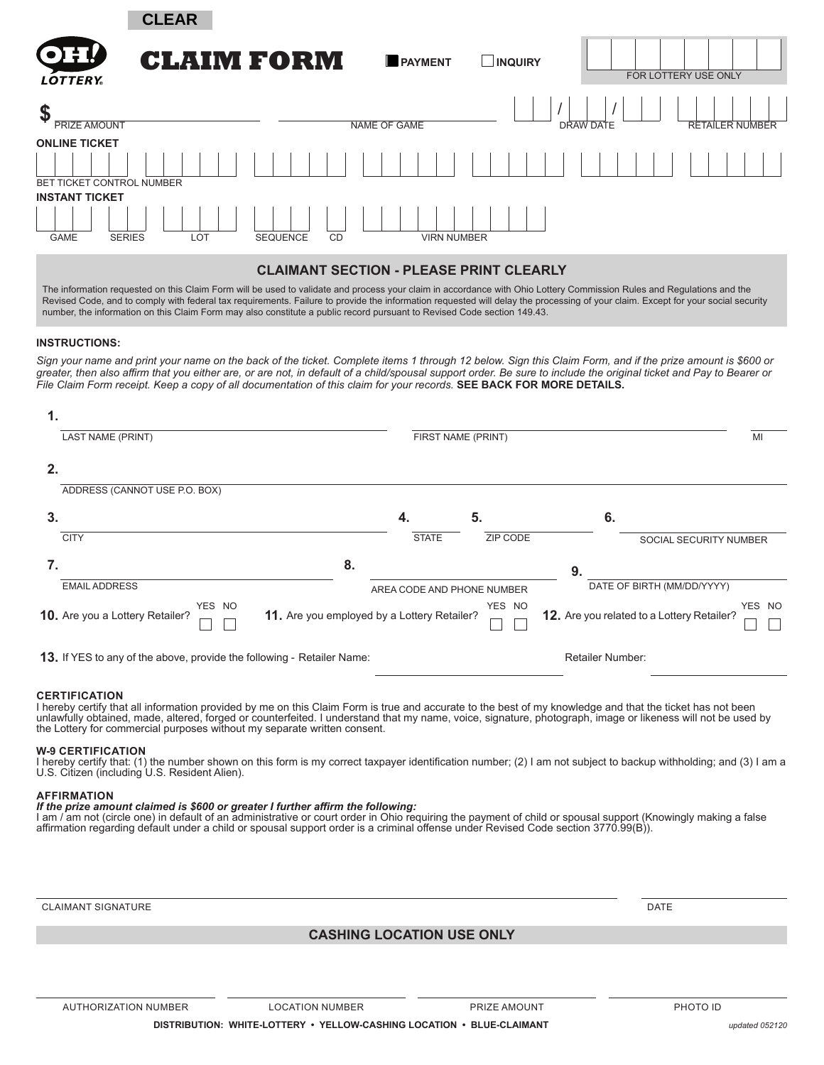CLEAR

OH! LOTTERY

# CLAIM FORM

■ PAYMENT ☐ INQUIRY

FOR LOTTERY USE ONLY

$ ______ PRIZE AMOUNT ______ NAME OF GAME ___ / ___ / ___ DRAW DATE ______ RETAILER NUMBER

**ONLINE TICKET**

BET TICKET CONTROL NUMBER

**INSTANT TICKET**

GAME | SERIES | LOT | SEQUENCE | CD | VIRN NUMBER

## CLAIMANT SECTION - PLEASE PRINT CLEARLY

The information requested on this Claim Form will be used to validate and process your claim in accordance with Ohio Lottery Commission Rules and Regulations and the Revised Code, and to comply with federal tax requirements. Failure to provide the information requested will delay the processing of your claim. Except for your social security number, the information on this Claim Form may also constitute a public record pursuant to Revised Code section 149.43.

**INSTRUCTIONS:**

*Sign your name and print your name on the back of the ticket. Complete items 1 through 12 below. Sign this Claim Form, and if the prize amount is $600 or greater, then also affirm that you either are, or are not, in default of a child/spousal support order. Be sure to include the original ticket and Pay to Bearer or File Claim Form receipt. Keep a copy of all documentation of this claim for your records.* **SEE BACK FOR MORE DETAILS.**

**1.** LAST NAME (PRINT) ______ FIRST NAME (PRINT) ______ MI ______

**2.** ADDRESS (CANNOT USE P.O. BOX) ______

**3.** CITY ______ **4.** STATE ______ **5.** ZIP CODE ______ **6.** SOCIAL SECURITY NUMBER ______

**7.** EMAIL ADDRESS ______ **8.** AREA CODE AND PHONE NUMBER ______ **9.** DATE OF BIRTH (MM/DD/YYYY) ______

**10.** Are you a Lottery Retailer? YES ☐ NO ☐ **11.** Are you employed by a Lottery Retailer? YES ☐ NO ☐ **12.** Are you related to a Lottery Retailer? YES ☐ NO ☐

**13.** If YES to any of the above, provide the following - Retailer Name: ______ Retailer Number: ______

**CERTIFICATION**

I hereby certify that all information provided by me on this Claim Form is true and accurate to the best of my knowledge and that the ticket has not been unlawfully obtained, made, altered, forged or counterfeited. I understand that my name, voice, signature, photograph, image or likeness will not be used by the Lottery for commercial purposes without my separate written consent.

**W-9 CERTIFICATION**

I hereby certify that: (1) the number shown on this form is my correct taxpayer identification number; (2) I am not subject to backup withholding; and (3) I am a U.S. Citizen (including U.S. Resident Alien).

**AFFIRMATION**

***If the prize amount claimed is $600 or greater I further affirm the following:***

I am / am not (circle one) in default of an administrative or court order in Ohio requiring the payment of child or spousal support (Knowingly making a false affirmation regarding default under a child or spousal support order is a criminal offense under Revised Code section 3770.99(B)).

CLAIMANT SIGNATURE ______ DATE ______

## CASHING LOCATION USE ONLY

AUTHORIZATION NUMBER ______ LOCATION NUMBER ______ PRIZE AMOUNT ______ PHOTO ID ______

**DISTRIBUTION: WHITE-LOTTERY • YELLOW-CASHING LOCATION • BLUE-CLAIMANT**

*updated 052120*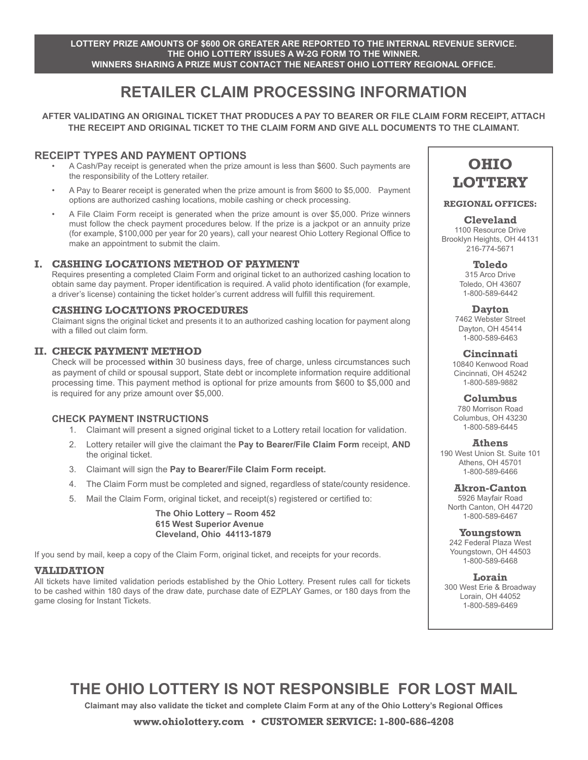**LOTTERY PRIZE AMOUNTS OF $600 OR GREATER ARE REPORTED TO THE INTERNAL REVENUE SERVICE.
THE OHIO LOTTERY ISSUES A W-2G FORM TO THE WINNER.
WINNERS SHARING A PRIZE MUST CONTACT THE NEAREST OHIO LOTTERY REGIONAL OFFICE.**

# RETAILER CLAIM PROCESSING INFORMATION

**AFTER VALIDATING AN ORIGINAL TICKET THAT PRODUCES A PAY TO BEARER OR FILE CLAIM FORM RECEIPT, ATTACH THE RECEIPT AND ORIGINAL TICKET TO THE CLAIM FORM AND GIVE ALL DOCUMENTS TO THE CLAIMANT.**

## RECEIPT TYPES AND PAYMENT OPTIONS

- A Cash/Pay receipt is generated when the prize amount is less than $600. Such payments are the responsibility of the Lottery retailer.
- A Pay to Bearer receipt is generated when the prize amount is from $600 to $5,000. Payment options are authorized cashing locations, mobile cashing or check processing.
- A File Claim Form receipt is generated when the prize amount is over $5,000. Prize winners must follow the check payment procedures below. If the prize is a jackpot or an annuity prize (for example, $100,000 per year for 20 years), call your nearest Ohio Lottery Regional Office to make an appointment to submit the claim.

## I. CASHING LOCATIONS METHOD OF PAYMENT

Requires presenting a completed Claim Form and original ticket to an authorized cashing location to obtain same day payment. Proper identification is required. A valid photo identification (for example, a driver's license) containing the ticket holder's current address will fulfill this requirement.

### CASHING LOCATIONS PROCEDURES

Claimant signs the original ticket and presents it to an authorized cashing location for payment along with a filled out claim form.

## II. CHECK PAYMENT METHOD

Check will be processed **within** 30 business days, free of charge, unless circumstances such as payment of child or spousal support, State debt or incomplete information require additional processing time. This payment method is optional for prize amounts from $600 to $5,000 and is required for any prize amount over $5,000.

### CHECK PAYMENT INSTRUCTIONS

1. Claimant will present a signed original ticket to a Lottery retail location for validation.
2. Lottery retailer will give the claimant the **Pay to Bearer/File Claim Form** receipt, **AND** the original ticket.
3. Claimant will sign the **Pay to Bearer/File Claim Form receipt.**
4. The Claim Form must be completed and signed, regardless of state/county residence.
5. Mail the Claim Form, original ticket, and receipt(s) registered or certified to:

**The Ohio Lottery – Room 452
615 West Superior Avenue
Cleveland, Ohio 44113-1879**

If you send by mail, keep a copy of the Claim Form, original ticket, and receipts for your records.

## VALIDATION

All tickets have limited validation periods established by the Ohio Lottery. Present rules call for tickets to be cashed within 180 days of the draw date, purchase date of EZPLAY Games, or 180 days from the game closing for Instant Tickets.

## OHIO LOTTERY

**REGIONAL OFFICES:**

**Cleveland**
1100 Resource Drive
Brooklyn Heights, OH 44131
216-774-5671

**Toledo**
315 Arco Drive
Toledo, OH 43607
1-800-589-6442

**Dayton**
7462 Webster Street
Dayton, OH 45414
1-800-589-6463

**Cincinnati**
10840 Kenwood Road
Cincinnati, OH 45242
1-800-589-9882

**Columbus**
780 Morrison Road
Columbus, OH 43230
1-800-589-6445

**Athens**
190 West Union St. Suite 101
Athens, OH 45701
1-800-589-6466

**Akron-Canton**
5926 Mayfair Road
North Canton, OH 44720
1-800-589-6467

**Youngstown**
242 Federal Plaza West
Youngstown, OH 44503
1-800-589-6468

**Lorain**
300 West Erie & Broadway
Lorain, OH 44052
1-800-589-6469

# THE OHIO LOTTERY IS NOT RESPONSIBLE FOR LOST MAIL

**Claimant may also validate the ticket and complete Claim Form at any of the Ohio Lottery's Regional Offices**

**www.ohiolottery.com • CUSTOMER SERVICE: 1-800-686-4208**